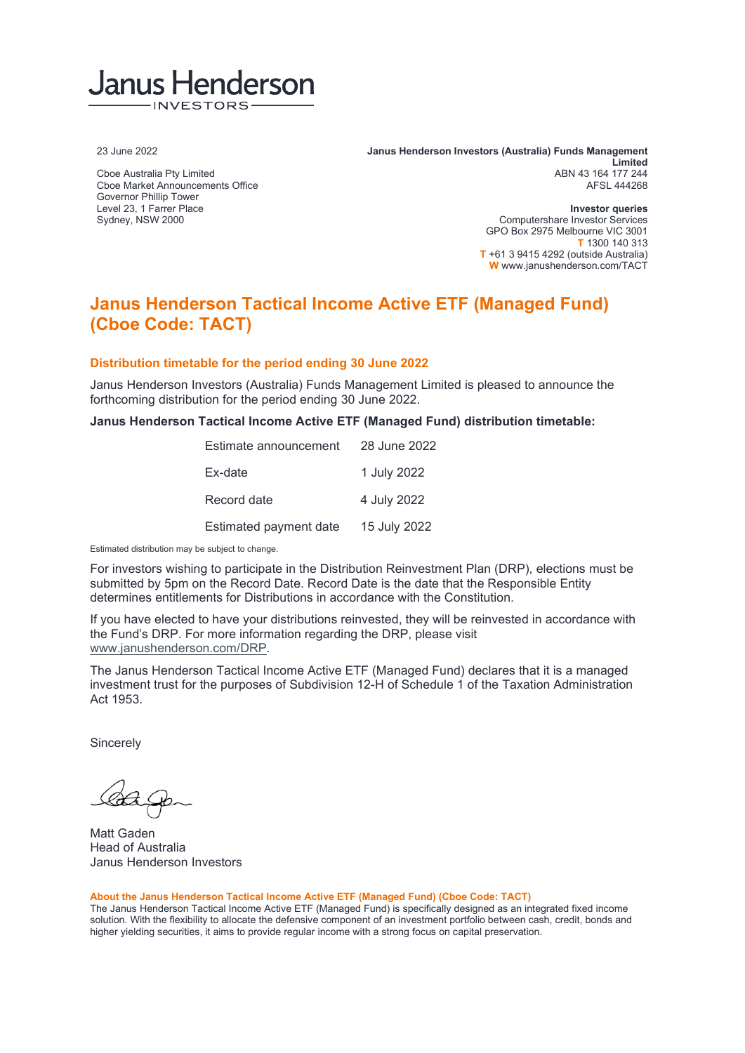Janus Henderson
INVESTORS

23 June 2022

Cboe Australia Pty Limited
Cboe Market Announcements Office
Governor Phillip Tower
Level 23, 1 Farrer Place
Sydney, NSW 2000

**Janus Henderson Investors (Australia) Funds Management Limited**
ABN 43 164 177 244
AFSL 444268

**Investor queries**
Computershare Investor Services
GPO Box 2975 Melbourne VIC 3001
T 1300 140 313
T +61 3 9415 4292 (outside Australia)
W www.janushenderson.com/TACT

# Janus Henderson Tactical Income Active ETF (Managed Fund) (Cboe Code: TACT)

## Distribution timetable for the period ending 30 June 2022

Janus Henderson Investors (Australia) Funds Management Limited is pleased to announce the forthcoming distribution for the period ending 30 June 2022.

**Janus Henderson Tactical Income Active ETF (Managed Fund) distribution timetable:**

| | |
|---|---|
| Estimate announcement | 28 June 2022 |
| Ex-date | 1 July 2022 |
| Record date | 4 July 2022 |
| Estimated payment date | 15 July 2022 |

Estimated distribution may be subject to change.

For investors wishing to participate in the Distribution Reinvestment Plan (DRP), elections must be submitted by 5pm on the Record Date. Record Date is the date that the Responsible Entity determines entitlements for Distributions in accordance with the Constitution.

If you have elected to have your distributions reinvested, they will be reinvested in accordance with the Fund's DRP. For more information regarding the DRP, please visit www.janushenderson.com/DRP.

The Janus Henderson Tactical Income Active ETF (Managed Fund) declares that it is a managed investment trust for the purposes of Subdivision 12-H of Schedule 1 of the Taxation Administration Act 1953.

Sincerely

Matt Gaden
Head of Australia
Janus Henderson Investors

**About the Janus Henderson Tactical Income Active ETF (Managed Fund) (Cboe Code: TACT)**
The Janus Henderson Tactical Income Active ETF (Managed Fund) is specifically designed as an integrated fixed income solution. With the flexibility to allocate the defensive component of an investment portfolio between cash, credit, bonds and higher yielding securities, it aims to provide regular income with a strong focus on capital preservation.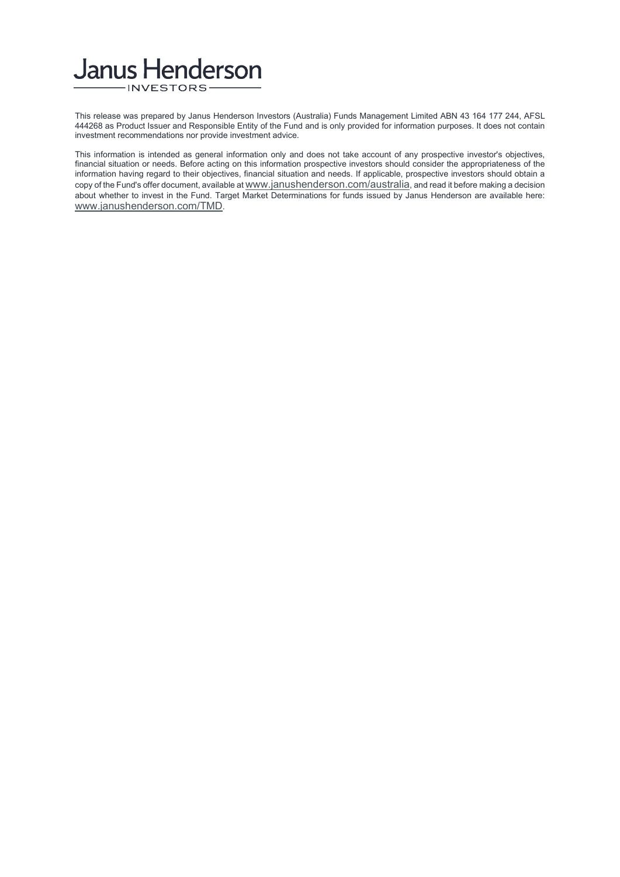Janus Henderson

INVESTORS

This release was prepared by Janus Henderson Investors (Australia) Funds Management Limited ABN 43 164 177 244, AFSL 444268 as Product Issuer and Responsible Entity of the Fund and is only provided for information purposes. It does not contain investment recommendations nor provide investment advice.

This information is intended as general information only and does not take account of any prospective investor's objectives, financial situation or needs. Before acting on this information prospective investors should consider the appropriateness of the information having regard to their objectives, financial situation and needs. If applicable, prospective investors should obtain a copy of the Fund's offer document, available at www.janushenderson.com/australia, and read it before making a decision about whether to invest in the Fund. Target Market Determinations for funds issued by Janus Henderson are available here: www.janushenderson.com/TMD.